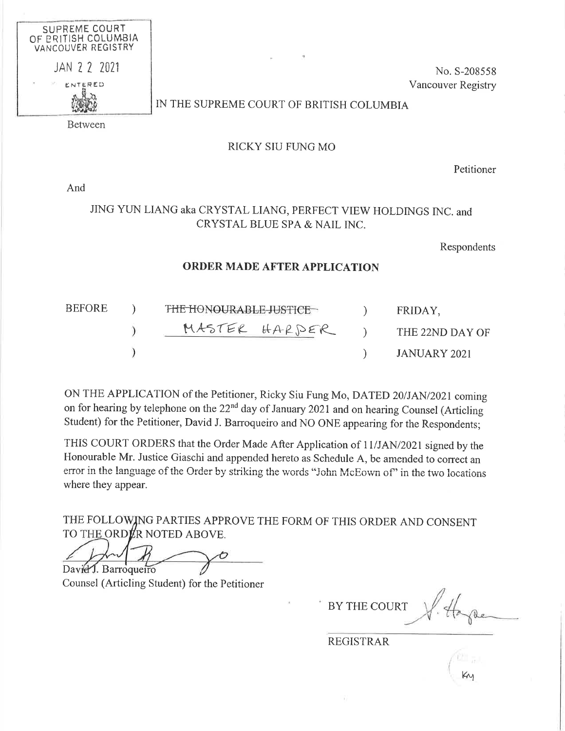SUPREME COURT OF BRITISH COLUMBIA
VANCOUVER REGISTRY

JAN 2 2 2021

ENTERED

No. S-208558
Vancouver Registry

IN THE SUPREME COURT OF BRITISH COLUMBIA

Between

RICKY SIU FUNG MO

Petitioner

And

JING YUN LIANG aka CRYSTAL LIANG, PERFECT VIEW HOLDINGS INC. and CRYSTAL BLUE SPA & NAIL INC.

Respondents

**ORDER MADE AFTER APPLICATION**

| BEFORE | ) | ~~THE HONOURABLE JUSTICE~~ | ) | FRIDAY, |
|---|---|---|---|---|
| | ) | MASTER HARPER | ) | THE 22ND DAY OF |
| | ) | | ) | JANUARY 2021 |

ON THE APPLICATION of the Petitioner, Ricky Siu Fung Mo, DATED 20/JAN/2021 coming on for hearing by telephone on the 22nd day of January 2021 and on hearing Counsel (Articling Student) for the Petitioner, David J. Barroqueiro and NO ONE appearing for the Respondents;

THIS COURT ORDERS that the Order Made After Application of 11/JAN/2021 signed by the Honourable Mr. Justice Giaschi and appended hereto as Schedule A, be amended to correct an error in the language of the Order by striking the words "John McEown of" in the two locations where they appear.

THE FOLLOWING PARTIES APPROVE THE FORM OF THIS ORDER AND CONSENT TO THE ORDER NOTED ABOVE.

David J. Barroqueiro
Counsel (Articling Student) for the Petitioner

BY THE COURT

REGISTRAR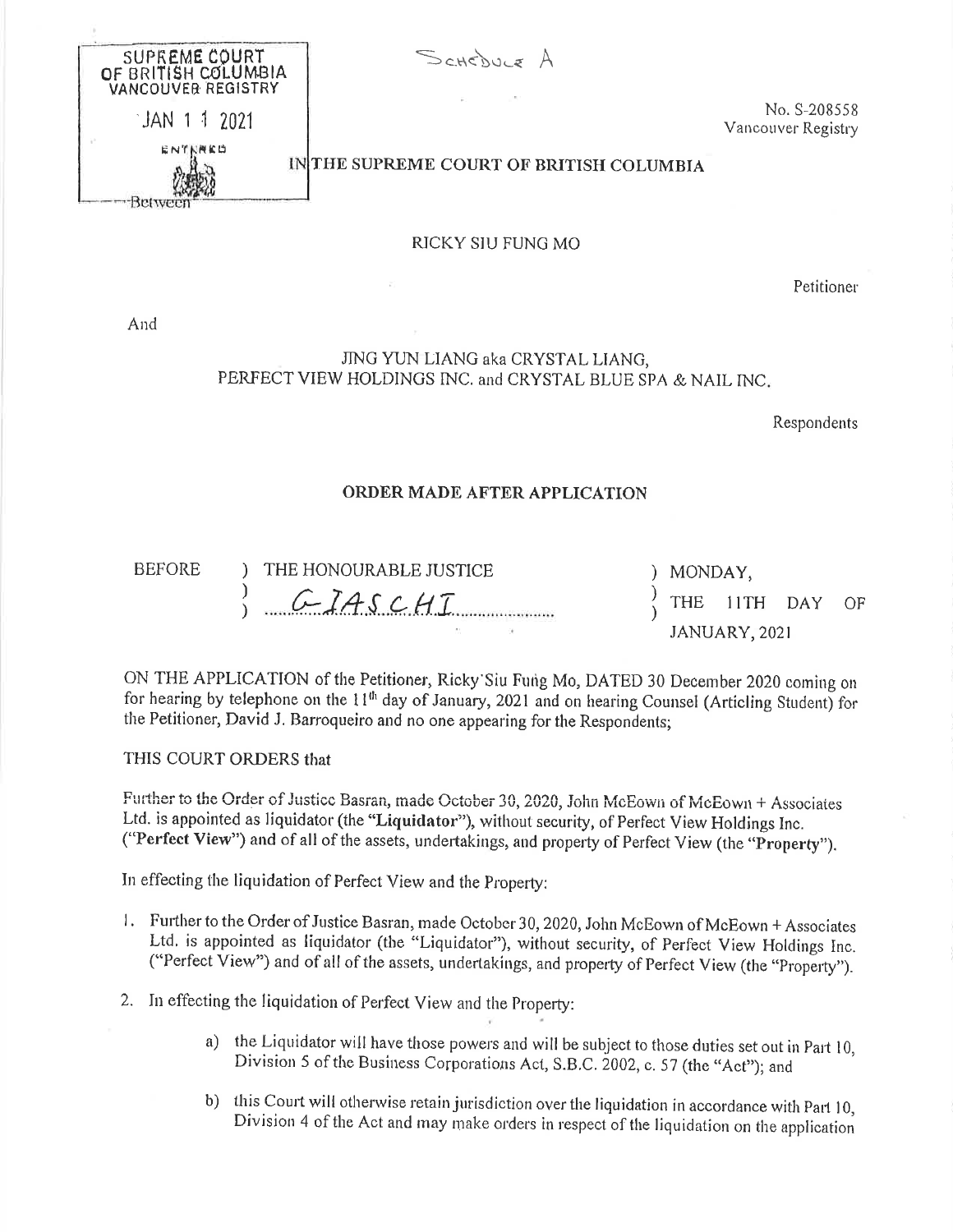SUPREME COURT OF BRITISH COLUMBIA
VANCOUVER REGISTRY

JAN 1 1 2021

ENTERED

Schedule A

No. S-208558
Vancouver Registry

IN THE SUPREME COURT OF BRITISH COLUMBIA

Between

RICKY SIU FUNG MO

Petitioner

And

JING YUN LIANG aka CRYSTAL LIANG,
PERFECT VIEW HOLDINGS INC. and CRYSTAL BLUE SPA & NAIL INC.

Respondents

## ORDER MADE AFTER APPLICATION

| BEFORE | ) THE HONOURABLE JUSTICE<br>) GIASCHI | ) MONDAY,<br>) THE 11TH DAY OF<br>JANUARY, 2021 |
|---|---|---|

ON THE APPLICATION of the Petitioner, Ricky Siu Fung Mo, DATED 30 December 2020 coming on for hearing by telephone on the 11th day of January, 2021 and on hearing Counsel (Articling Student) for the Petitioner, David J. Barroqueiro and no one appearing for the Respondents;

THIS COURT ORDERS that

Further to the Order of Justice Basran, made October 30, 2020, John McEown of McEown + Associates Ltd. is appointed as liquidator (the "**Liquidator**"), without security, of Perfect View Holdings Inc. ("**Perfect View**") and of all of the assets, undertakings, and property of Perfect View (the "**Property**").

In effecting the liquidation of Perfect View and the Property:

1. Further to the Order of Justice Basran, made October 30, 2020, John McEown of McEown + Associates Ltd. is appointed as liquidator (the "Liquidator"), without security, of Perfect View Holdings Inc. ("Perfect View") and of all of the assets, undertakings, and property of Perfect View (the "Property").
2. In effecting the liquidation of Perfect View and the Property:
    - a) the Liquidator will have those powers and will be subject to those duties set out in Part 10, Division 5 of the Business Corporations Act, S.B.C. 2002, c. 57 (the "Act"); and
    - b) this Court will otherwise retain jurisdiction over the liquidation in accordance with Part 10, Division 4 of the Act and may make orders in respect of the liquidation on the application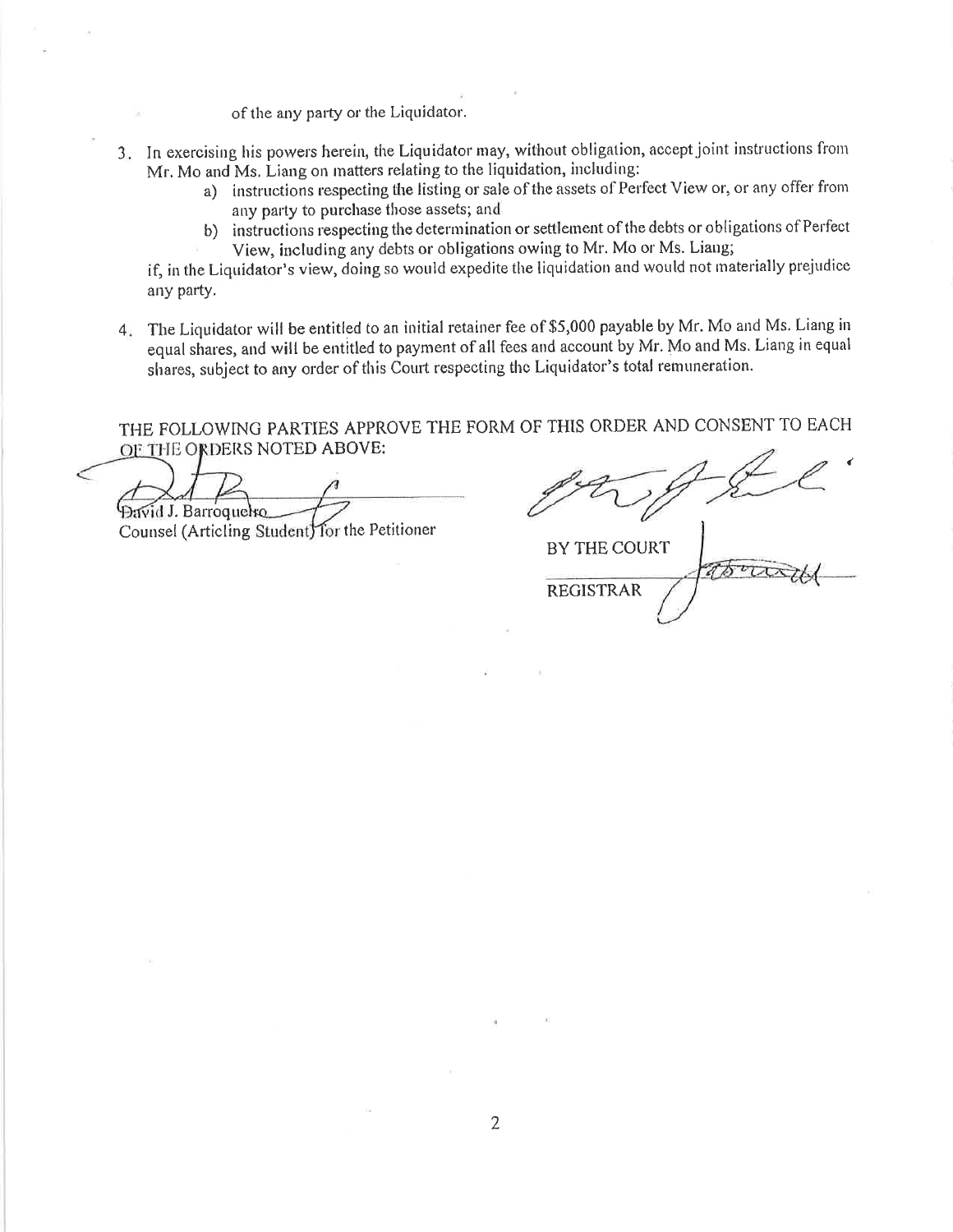of the any party or the Liquidator.

3. In exercising his powers herein, the Liquidator may, without obligation, accept joint instructions from Mr. Mo and Ms. Liang on matters relating to the liquidation, including:
    a) instructions respecting the listing or sale of the assets of Perfect View or, or any offer from any party to purchase those assets; and
    b) instructions respecting the determination or settlement of the debts or obligations of Perfect View, including any debts or obligations owing to Mr. Mo or Ms. Liang;

    if, in the Liquidator's view, doing so would expedite the liquidation and would not materially prejudice any party.

4. The Liquidator will be entitled to an initial retainer fee of $5,000 payable by Mr. Mo and Ms. Liang in equal shares, and will be entitled to payment of all fees and account by Mr. Mo and Ms. Liang in equal shares, subject to any order of this Court respecting the Liquidator's total remuneration.

THE FOLLOWING PARTIES APPROVE THE FORM OF THIS ORDER AND CONSENT TO EACH OF THE ORDERS NOTED ABOVE:

David J. Barroquelro
Counsel (Articling Student) for the Petitioner

BY THE COURT

REGISTRAR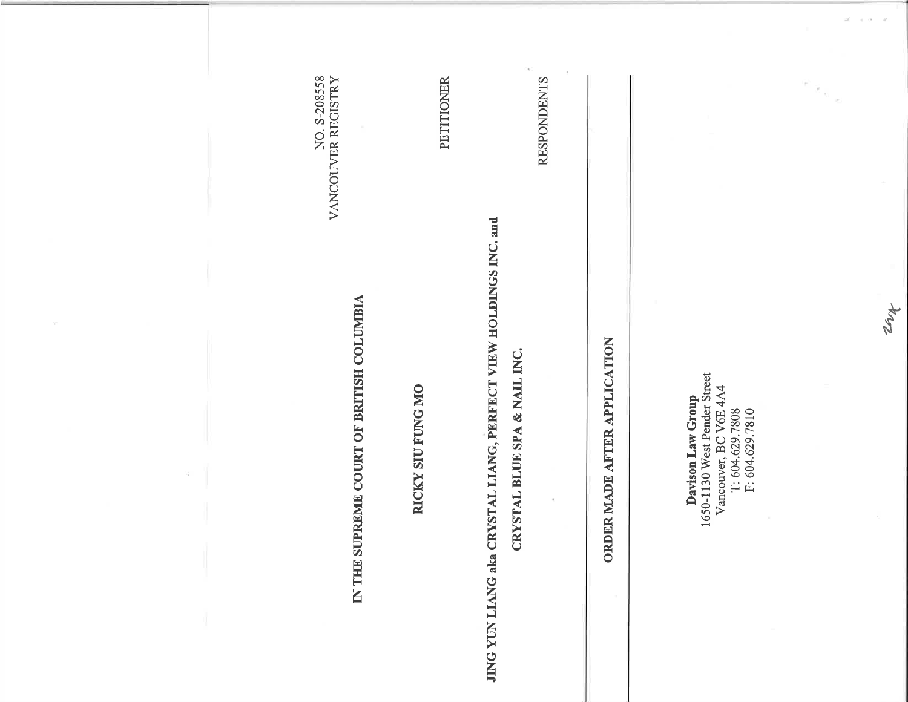NO. S-208558
VANCOUVER REGISTRY

IN THE SUPREME COURT OF BRITISH COLUMBIA

RICKY SIU FUNG MO

PETITIONER

JING YUN LIANG aka CRYSTAL LIANG, PERFECT VIEW HOLDINGS INC. and CRYSTAL BLUE SPA & NAIL INC.

RESPONDENTS

---

**ORDER MADE AFTER APPLICATION**

---

**Davison Law Group**
1650-1130 West Pender Street
Vancouver, BC V6E 4A4
T: 604.629.7808
F: 604.629.7810